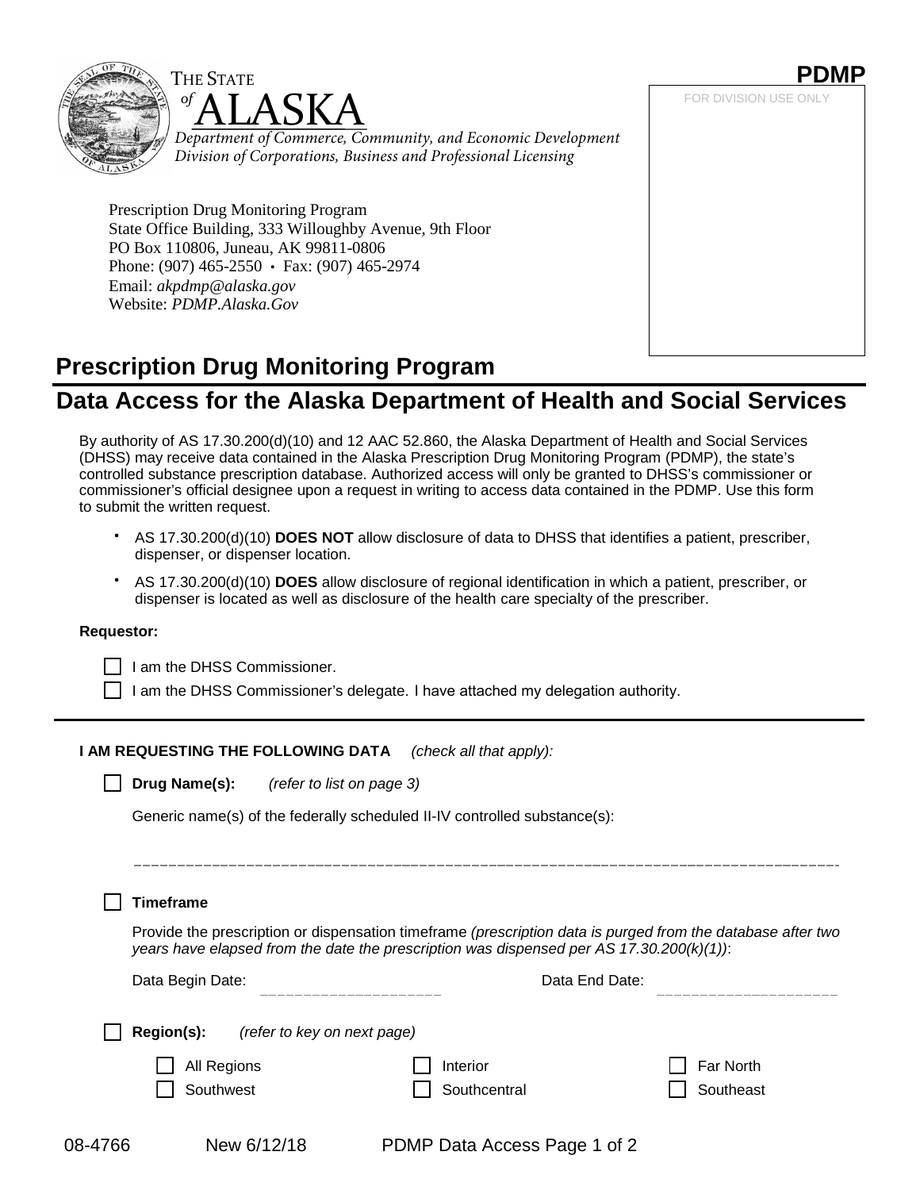THE STATE of ALASKA

*Department of Commerce, Community, and Economic Development*
*Division of Corporations, Business and Professional Licensing*

**PDMP**

FOR DIVISION USE ONLY

Prescription Drug Monitoring Program
State Office Building, 333 Willoughby Avenue, 9th Floor
PO Box 110806, Juneau, AK 99811-0806
Phone: (907) 465-2550 • Fax: (907) 465-2974
Email: *akpdmp@alaska.gov*
Website: *PDMP.Alaska.Gov*

# Prescription Drug Monitoring Program

# Data Access for the Alaska Department of Health and Social Services

By authority of AS 17.30.200(d)(10) and 12 AAC 52.860, the Alaska Department of Health and Social Services (DHSS) may receive data contained in the Alaska Prescription Drug Monitoring Program (PDMP), the state's controlled substance prescription database. Authorized access will only be granted to DHSS's commissioner or commissioner's official designee upon a request in writing to access data contained in the PDMP. Use this form to submit the written request.

- AS 17.30.200(d)(10) **DOES NOT** allow disclosure of data to DHSS that identifies a patient, prescriber, dispenser, or dispenser location.
- AS 17.30.200(d)(10) **DOES** allow disclosure of regional identification in which a patient, prescriber, or dispenser is located as well as disclosure of the health care specialty of the prescriber.

**Requestor:**

- [ ] I am the DHSS Commissioner.
- [ ] I am the DHSS Commissioner's delegate. I have attached my delegation authority.

---

**I AM REQUESTING THE FOLLOWING DATA** *(check all that apply):*

- [ ] **Drug Name(s):** *(refer to list on page 3)*

  Generic name(s) of the federally scheduled II-IV controlled substance(s):

  ______________________________________________________________________

- [ ] **Timeframe**

  Provide the prescription or dispensation timeframe *(prescription data is purged from the database after two years have elapsed from the date the prescription was dispensed per AS 17.30.200(k)(1))*:

  Data Begin Date: ____________________ Data End Date: ____________________

- [ ] **Region(s):** *(refer to key on next page)*

  - [ ] All Regions
  - [ ] Interior
  - [ ] Far North
  - [ ] Southwest
  - [ ] Southcentral
  - [ ] Southeast

08-4766 New 6/12/18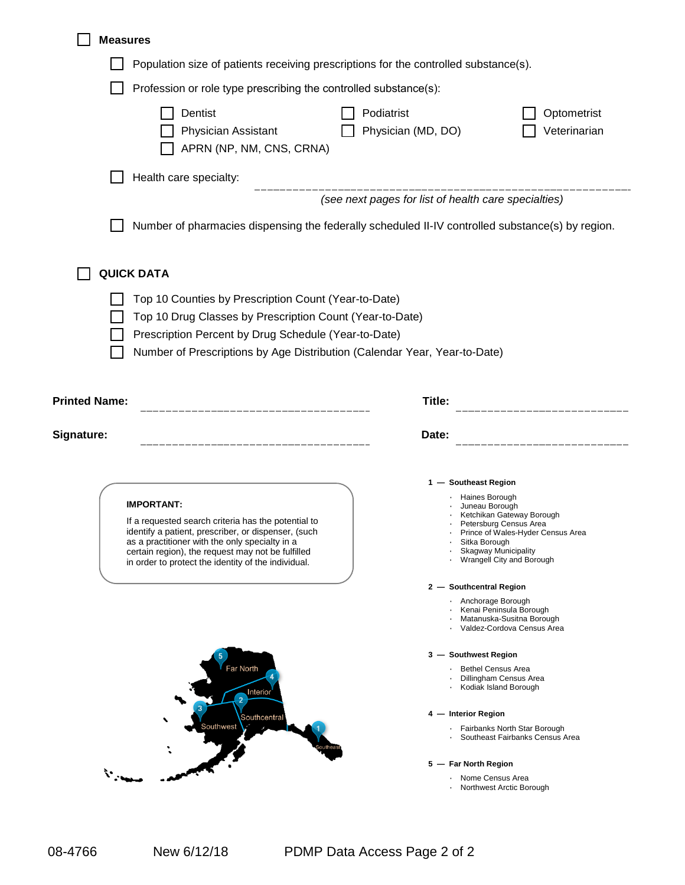- [ ] **Measures**
  - [ ] Population size of patients receiving prescriptions for the controlled substance(s).
  - [ ] Profession or role type prescribing the controlled substance(s):
    - [ ] Dentist
    - [ ] Podiatrist
    - [ ] Optometrist
    - [ ] Physician Assistant
    - [ ] Physician (MD, DO)
    - [ ] Veterinarian
    - [ ] APRN (NP, NM, CNS, CRNA)
  - [ ] Health care specialty: ______________________________

    *(see next pages for list of health care specialties)*
  - [ ] Number of pharmacies dispensing the federally scheduled II-IV controlled substance(s) by region.

- [ ] **QUICK DATA**
  - [ ] Top 10 Counties by Prescription Count (Year-to-Date)
  - [ ] Top 10 Drug Classes by Prescription Count (Year-to-Date)
  - [ ] Prescription Percent by Drug Schedule (Year-to-Date)
  - [ ] Number of Prescriptions by Age Distribution (Calendar Year, Year-to-Date)

**Printed Name:** ______________________________ **Title:** ______________________

**Signature:** ______________________________ **Date:** ______________________

**IMPORTANT:**

If a requested search criteria has the potential to identify a patient, prescriber, or dispenser, (such as a practitioner with the only specialty in a certain region), the request may not be fulfilled in order to protect the identity of the individual.

Far North, Interior, Southwest, Southcentral, Southeast

**1 — Southeast Region**

- Haines Borough
- Juneau Borough
- Ketchikan Gateway Borough
- Petersburg Census Area
- Prince of Wales-Hyder Census Area
- Sitka Borough
- Skagway Municipality
- Wrangell City and Borough

**2 — Southcentral Region**

- Anchorage Borough
- Kenai Peninsula Borough
- Matanuska-Susitna Borough
- Valdez-Cordova Census Area

**3 — Southwest Region**

- Bethel Census Area
- Dillingham Census Area
- Kodiak Island Borough

**4 — Interior Region**

- Fairbanks North Star Borough
- Southeast Fairbanks Census Area

**5 — Far North Region**

- Nome Census Area
- Northwest Arctic Borough

08-4766 New 6/12/18 PDMP Data Access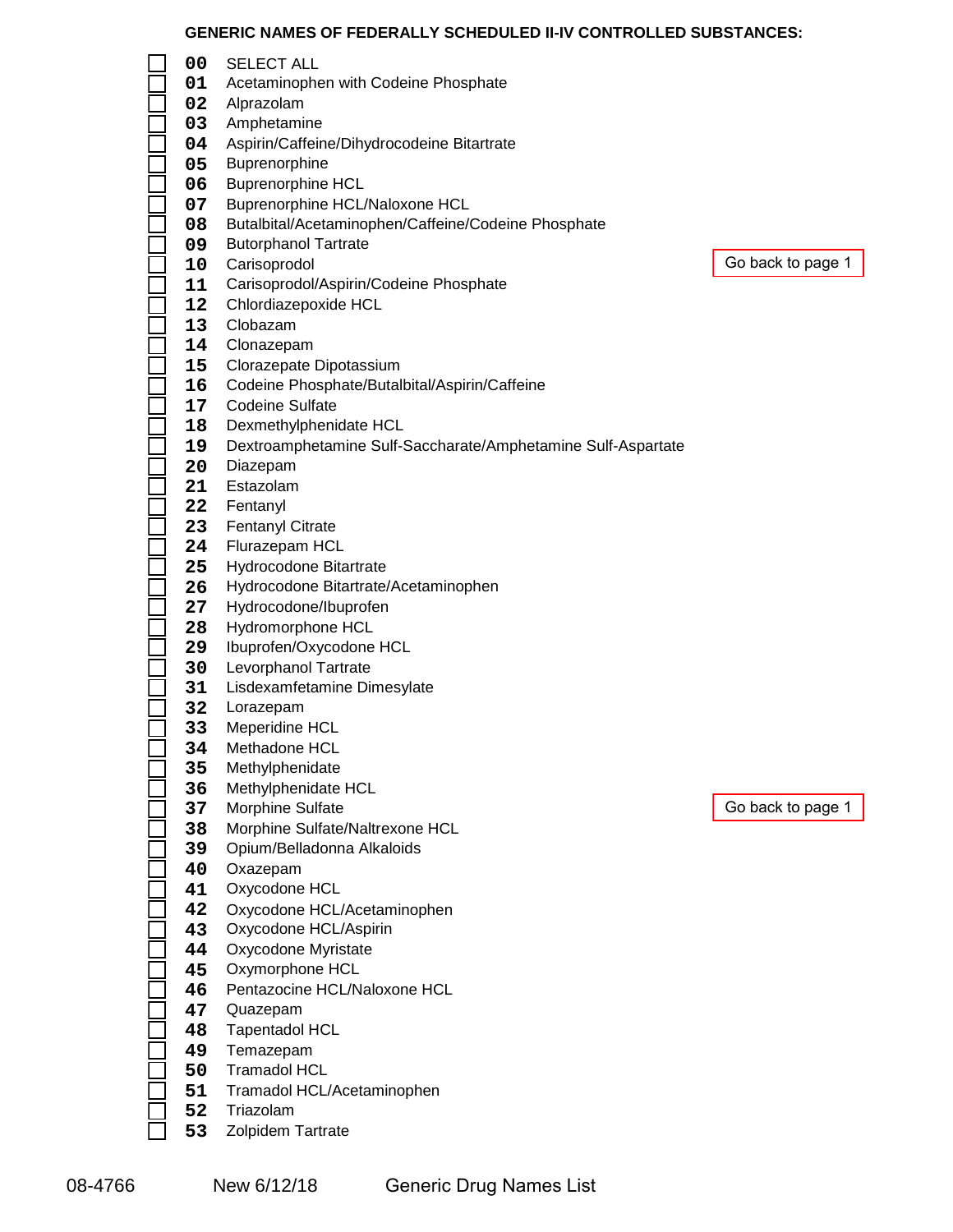**GENERIC NAMES OF FEDERALLY SCHEDULED II-IV CONTROLLED SUBSTANCES:**

- ☐ **00** SELECT ALL
- ☐ **01** Acetaminophen with Codeine Phosphate
- ☐ **02** Alprazolam
- ☐ **03** Amphetamine
- ☐ **04** Aspirin/Caffeine/Dihydrocodeine Bitartrate
- ☐ **05** Buprenorphine
- ☐ **06** Buprenorphine HCL
- ☐ **07** Buprenorphine HCL/Naloxone HCL
- ☐ **08** Butalbital/Acetaminophen/Caffeine/Codeine Phosphate
- ☐ **09** Butorphanol Tartrate
- ☐ **10** Carisoprodol
- ☐ **11** Carisoprodol/Aspirin/Codeine Phosphate
- ☐ **12** Chlordiazepoxide HCL
- ☐ **13** Clobazam
- ☐ **14** Clonazepam
- ☐ **15** Clorazepate Dipotassium
- ☐ **16** Codeine Phosphate/Butalbital/Aspirin/Caffeine
- ☐ **17** Codeine Sulfate
- ☐ **18** Dexmethylphenidate HCL
- ☐ **19** Dextroamphetamine Sulf-Saccharate/Amphetamine Sulf-Aspartate
- ☐ **20** Diazepam
- ☐ **21** Estazolam
- ☐ **22** Fentanyl
- ☐ **23** Fentanyl Citrate
- ☐ **24** Flurazepam HCL
- ☐ **25** Hydrocodone Bitartrate
- ☐ **26** Hydrocodone Bitartrate/Acetaminophen
- ☐ **27** Hydrocodone/Ibuprofen
- ☐ **28** Hydromorphone HCL
- ☐ **29** Ibuprofen/Oxycodone HCL
- ☐ **30** Levorphanol Tartrate
- ☐ **31** Lisdexamfetamine Dimesylate
- ☐ **32** Lorazepam
- ☐ **33** Meperidine HCL
- ☐ **34** Methadone HCL
- ☐ **35** Methylphenidate
- ☐ **36** Methylphenidate HCL
- ☐ **37** Morphine Sulfate
- ☐ **38** Morphine Sulfate/Naltrexone HCL
- ☐ **39** Opium/Belladonna Alkaloids
- ☐ **40** Oxazepam
- ☐ **41** Oxycodone HCL
- ☐ **42** Oxycodone HCL/Acetaminophen
- ☐ **43** Oxycodone HCL/Aspirin
- ☐ **44** Oxycodone Myristate
- ☐ **45** Oxymorphone HCL
- ☐ **46** Pentazocine HCL/Naloxone HCL
- ☐ **47** Quazepam
- ☐ **48** Tapentadol HCL
- ☐ **49** Temazepam
- ☐ **50** Tramadol HCL
- ☐ **51** Tramadol HCL/Acetaminophen
- ☐ **52** Triazolam
- ☐ **53** Zolpidem Tartrate

Go back to page 1

Go back to page 1

08-4766 New 6/12/18 Generic Drug Names List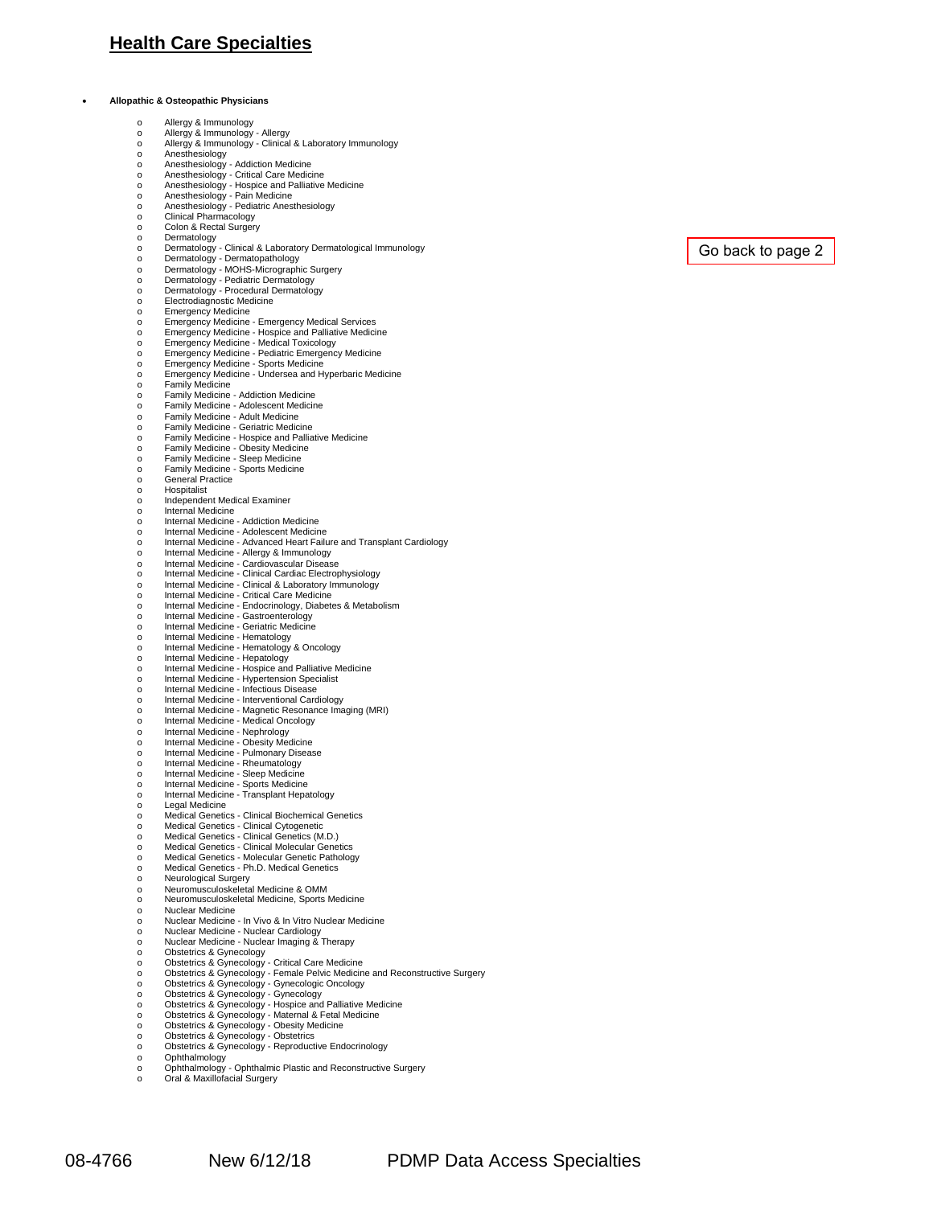## Health Care Specialties

- **Allopathic & Osteopathic Physicians**
  - Allergy & Immunology
  - Allergy & Immunology - Allergy
  - Allergy & Immunology - Clinical & Laboratory Immunology
  - Anesthesiology
  - Anesthesiology - Addiction Medicine
  - Anesthesiology - Critical Care Medicine
  - Anesthesiology - Hospice and Palliative Medicine
  - Anesthesiology - Pain Medicine
  - Anesthesiology - Pediatric Anesthesiology
  - Clinical Pharmacology
  - Colon & Rectal Surgery
  - Dermatology
  - Dermatology - Clinical & Laboratory Dermatological Immunology
  - Dermatology - Dermatopathology
  - Dermatology - MOHS-Micrographic Surgery
  - Dermatology - Pediatric Dermatology
  - Dermatology - Procedural Dermatology
  - Electrodiagnostic Medicine
  - Emergency Medicine
  - Emergency Medicine - Emergency Medical Services
  - Emergency Medicine - Hospice and Palliative Medicine
  - Emergency Medicine - Medical Toxicology
  - Emergency Medicine - Pediatric Emergency Medicine
  - Emergency Medicine - Sports Medicine
  - Emergency Medicine - Undersea and Hyperbaric Medicine
  - Family Medicine
  - Family Medicine - Addiction Medicine
  - Family Medicine - Adolescent Medicine
  - Family Medicine - Adult Medicine
  - Family Medicine - Geriatric Medicine
  - Family Medicine - Hospice and Palliative Medicine
  - Family Medicine - Obesity Medicine
  - Family Medicine - Sleep Medicine
  - Family Medicine - Sports Medicine
  - General Practice
  - Hospitalist
  - Independent Medical Examiner
  - Internal Medicine
  - Internal Medicine - Addiction Medicine
  - Internal Medicine - Adolescent Medicine
  - Internal Medicine - Advanced Heart Failure and Transplant Cardiology
  - Internal Medicine - Allergy & Immunology
  - Internal Medicine - Cardiovascular Disease
  - Internal Medicine - Clinical Cardiac Electrophysiology
  - Internal Medicine - Clinical & Laboratory Immunology
  - Internal Medicine - Critical Care Medicine
  - Internal Medicine - Endocrinology, Diabetes & Metabolism
  - Internal Medicine - Gastroenterology
  - Internal Medicine - Geriatric Medicine
  - Internal Medicine - Hematology
  - Internal Medicine - Hematology & Oncology
  - Internal Medicine - Hepatology
  - Internal Medicine - Hospice and Palliative Medicine
  - Internal Medicine - Hypertension Specialist
  - Internal Medicine - Infectious Disease
  - Internal Medicine - Interventional Cardiology
  - Internal Medicine - Magnetic Resonance Imaging (MRI)
  - Internal Medicine - Medical Oncology
  - Internal Medicine - Nephrology
  - Internal Medicine - Obesity Medicine
  - Internal Medicine - Pulmonary Disease
  - Internal Medicine - Rheumatology
  - Internal Medicine - Sleep Medicine
  - Internal Medicine - Sports Medicine
  - Internal Medicine - Transplant Hepatology
  - Legal Medicine
  - Medical Genetics - Clinical Biochemical Genetics
  - Medical Genetics - Clinical Cytogenetic
  - Medical Genetics - Clinical Genetics (M.D.)
  - Medical Genetics - Clinical Molecular Genetics
  - Medical Genetics - Molecular Genetic Pathology
  - Medical Genetics - Ph.D. Medical Genetics
  - Neurological Surgery
  - Neuromusculoskeletal Medicine & OMM
  - Neuromusculoskeletal Medicine, Sports Medicine
  - Nuclear Medicine
  - Nuclear Medicine - In Vivo & In Vitro Nuclear Medicine
  - Nuclear Medicine - Nuclear Cardiology
  - Nuclear Medicine - Nuclear Imaging & Therapy
  - Obstetrics & Gynecology
  - Obstetrics & Gynecology - Critical Care Medicine
  - Obstetrics & Gynecology - Female Pelvic Medicine and Reconstructive Surgery
  - Obstetrics & Gynecology - Gynecologic Oncology
  - Obstetrics & Gynecology - Gynecology
  - Obstetrics & Gynecology - Hospice and Palliative Medicine
  - Obstetrics & Gynecology - Maternal & Fetal Medicine
  - Obstetrics & Gynecology - Obesity Medicine
  - Obstetrics & Gynecology - Obstetrics
  - Obstetrics & Gynecology - Reproductive Endocrinology
  - Ophthalmology
  - Ophthalmology - Ophthalmic Plastic and Reconstructive Surgery
  - Oral & Maxillofacial Surgery

Go back to page 2

08-4766 New 6/12/18 PDMP Data Access Specialties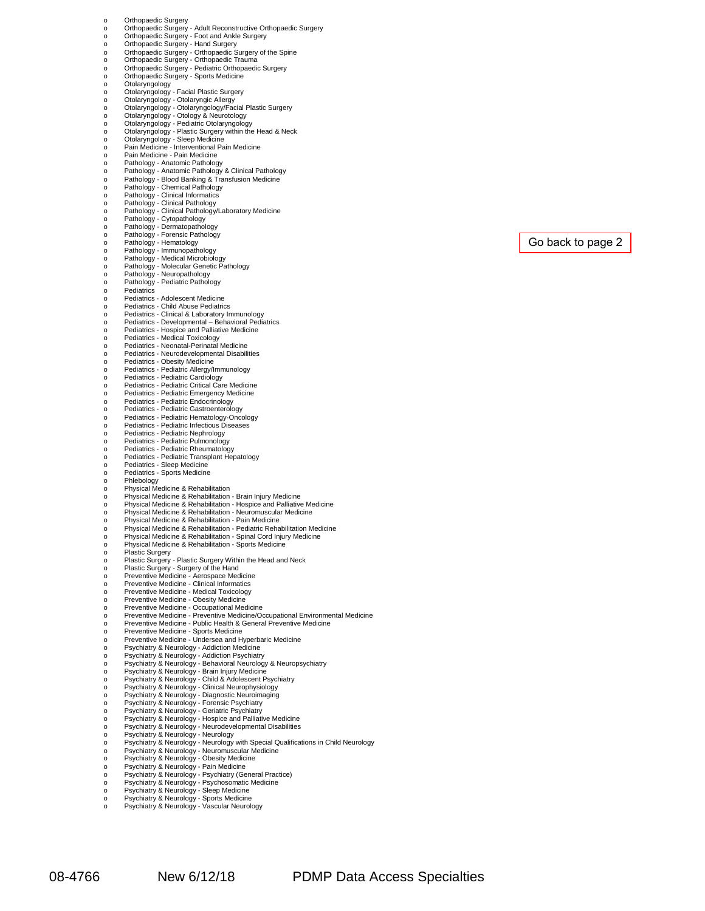- Orthopaedic Surgery
- Orthopaedic Surgery - Adult Reconstructive Orthopaedic Surgery
- Orthopaedic Surgery - Foot and Ankle Surgery
- Orthopaedic Surgery - Hand Surgery
- Orthopaedic Surgery - Orthopaedic Surgery of the Spine
- Orthopaedic Surgery - Orthopaedic Trauma
- Orthopaedic Surgery - Pediatric Orthopaedic Surgery
- Orthopaedic Surgery - Sports Medicine
- Otolaryngology
- Otolaryngology - Facial Plastic Surgery
- Otolaryngology - Otolaryngic Allergy
- Otolaryngology - Otolaryngology/Facial Plastic Surgery
- Otolaryngology - Otology & Neurotology
- Otolaryngology - Pediatric Otolaryngology
- Otolaryngology - Plastic Surgery within the Head & Neck
- Otolaryngology - Sleep Medicine
- Pain Medicine - Interventional Pain Medicine
- Pain Medicine - Pain Medicine
- Pathology - Anatomic Pathology
- Pathology - Anatomic Pathology & Clinical Pathology
- Pathology - Blood Banking & Transfusion Medicine
- Pathology - Chemical Pathology
- Pathology - Clinical Informatics
- Pathology - Clinical Pathology
- Pathology - Clinical Pathology/Laboratory Medicine
- Pathology - Cytopathology
- Pathology - Dermatopathology
- Pathology - Forensic Pathology
- Pathology - Hematology
- Pathology - Immunopathology
- Pathology - Medical Microbiology
- Pathology - Molecular Genetic Pathology
- Pathology - Neuropathology
- Pathology - Pediatric Pathology
- Pediatrics
- Pediatrics - Adolescent Medicine
- Pediatrics - Child Abuse Pediatrics
- Pediatrics - Clinical & Laboratory Immunology
- Pediatrics - Developmental – Behavioral Pediatrics
- Pediatrics - Hospice and Palliative Medicine
- Pediatrics - Medical Toxicology
- Pediatrics - Neonatal-Perinatal Medicine
- Pediatrics - Neurodevelopmental Disabilities
- Pediatrics - Obesity Medicine
- Pediatrics - Pediatric Allergy/Immunology
- Pediatrics - Pediatric Cardiology
- Pediatrics - Pediatric Critical Care Medicine
- Pediatrics - Pediatric Emergency Medicine
- Pediatrics - Pediatric Endocrinology
- Pediatrics - Pediatric Gastroenterology
- Pediatrics - Pediatric Hematology-Oncology
- Pediatrics - Pediatric Infectious Diseases
- Pediatrics - Pediatric Nephrology
- Pediatrics - Pediatric Pulmonology
- Pediatrics - Pediatric Rheumatology
- Pediatrics - Pediatric Transplant Hepatology
- Pediatrics - Sleep Medicine
- Pediatrics - Sports Medicine
- Phlebology
- Physical Medicine & Rehabilitation
- Physical Medicine & Rehabilitation - Brain Injury Medicine
- Physical Medicine & Rehabilitation - Hospice and Palliative Medicine
- Physical Medicine & Rehabilitation - Neuromuscular Medicine
- Physical Medicine & Rehabilitation - Pain Medicine
- Physical Medicine & Rehabilitation - Pediatric Rehabilitation Medicine
- Physical Medicine & Rehabilitation - Spinal Cord Injury Medicine
- Physical Medicine & Rehabilitation - Sports Medicine
- Plastic Surgery
- Plastic Surgery - Plastic Surgery Within the Head and Neck
- Plastic Surgery - Surgery of the Hand
- Preventive Medicine - Aerospace Medicine
- Preventive Medicine - Clinical Informatics
- Preventive Medicine - Medical Toxicology
- Preventive Medicine - Obesity Medicine
- Preventive Medicine - Occupational Medicine
- Preventive Medicine - Preventive Medicine/Occupational Environmental Medicine
- Preventive Medicine - Public Health & General Preventive Medicine
- Preventive Medicine - Sports Medicine
- Preventive Medicine - Undersea and Hyperbaric Medicine
- Psychiatry & Neurology - Addiction Medicine
- Psychiatry & Neurology - Addiction Psychiatry
- Psychiatry & Neurology - Behavioral Neurology & Neuropsychiatry
- Psychiatry & Neurology - Brain Injury Medicine
- Psychiatry & Neurology - Child & Adolescent Psychiatry
- Psychiatry & Neurology - Clinical Neurophysiology
- Psychiatry & Neurology - Diagnostic Neuroimaging
- Psychiatry & Neurology - Forensic Psychiatry
- Psychiatry & Neurology - Geriatric Psychiatry
- Psychiatry & Neurology - Hospice and Palliative Medicine
- Psychiatry & Neurology - Neurodevelopmental Disabilities
- Psychiatry & Neurology - Neurology
- Psychiatry & Neurology - Neurology with Special Qualifications in Child Neurology
- Psychiatry & Neurology - Neuromuscular Medicine
- Psychiatry & Neurology - Obesity Medicine
- Psychiatry & Neurology - Pain Medicine
- Psychiatry & Neurology - Psychiatry (General Practice)
- Psychiatry & Neurology - Psychosomatic Medicine
- Psychiatry & Neurology - Sleep Medicine
- Psychiatry & Neurology - Sports Medicine
- Psychiatry & Neurology - Vascular Neurology

Go back to page 2

08-4766 New 6/12/18 PDMP Data Access Specialties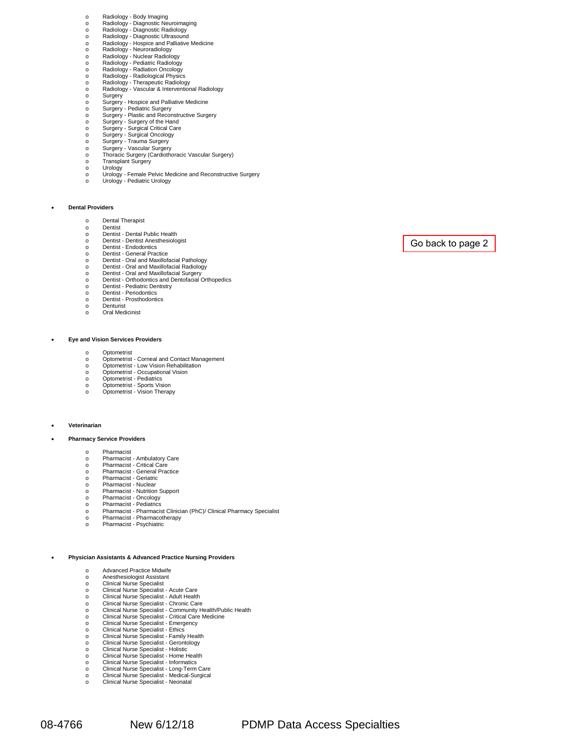- Radiology - Body Imaging
- Radiology - Diagnostic Neuroimaging
- Radiology - Diagnostic Radiology
- Radiology - Diagnostic Ultrasound
- Radiology - Hospice and Palliative Medicine
- Radiology - Neuroradiology
- Radiology - Nuclear Radiology
- Radiology - Pediatric Radiology
- Radiology - Radiation Oncology
- Radiology - Radiological Physics
- Radiology - Therapeutic Radiology
- Radiology - Vascular & Interventional Radiology
- Surgery
- Surgery - Hospice and Palliative Medicine
- Surgery - Pediatric Surgery
- Surgery - Plastic and Reconstructive Surgery
- Surgery - Surgery of the Hand
- Surgery - Surgical Critical Care
- Surgery - Surgical Oncology
- Surgery - Trauma Surgery
- Surgery - Vascular Surgery
- Thoracic Surgery (Cardiothoracic Vascular Surgery)
- Transplant Surgery
- Urology
- Urology - Female Pelvic Medicine and Reconstructive Surgery
- Urology - Pediatric Urology

- **Dental Providers**
  - Dental Therapist
  - Dentist
  - Dentist - Dental Public Health
  - Dentist - Dentist Anesthesiologist
  - Dentist - Endodontics
  - Dentist - General Practice
  - Dentist - Oral and Maxillofacial Pathology
  - Dentist - Oral and Maxillofacial Radiology
  - Dentist - Oral and Maxillofacial Surgery
  - Dentist - Orthodontics and Dentofacial Orthopedics
  - Dentist - Pediatric Dentistry
  - Dentist - Periodontics
  - Dentist - Prosthodontics
  - Denturist
  - Oral Medicinist

Go back to page 2

- **Eye and Vision Services Providers**
  - Optometrist
  - Optometrist - Corneal and Contact Management
  - Optometrist - Low Vision Rehabilitation
  - Optometrist - Occupational Vision
  - Optometrist - Pediatrics
  - Optometrist - Sports Vision
  - Optometrist - Vision Therapy

- **Veterinarian**

- **Pharmacy Service Providers**
  - Pharmacist
  - Pharmacist - Ambulatory Care
  - Pharmacist - Critical Care
  - Pharmacist - General Practice
  - Pharmacist - Geriatric
  - Pharmacist - Nuclear
  - Pharmacist - Nutrition Support
  - Pharmacist - Oncology
  - Pharmacist - Pediatrics
  - Pharmacist - Pharmacist Clinician (PhC)/ Clinical Pharmacy Specialist
  - Pharmacist - Pharmacotherapy
  - Pharmacist - Psychiatric

- **Physician Assistants & Advanced Practice Nursing Providers**
  - Advanced Practice Midwife
  - Anesthesiologist Assistant
  - Clinical Nurse Specialist
  - Clinical Nurse Specialist - Acute Care
  - Clinical Nurse Specialist - Adult Health
  - Clinical Nurse Specialist - Chronic Care
  - Clinical Nurse Specialist - Community Health/Public Health
  - Clinical Nurse Specialist - Critical Care Medicine
  - Clinical Nurse Specialist - Emergency
  - Clinical Nurse Specialist - Ethics
  - Clinical Nurse Specialist - Family Health
  - Clinical Nurse Specialist - Gerontology
  - Clinical Nurse Specialist - Holistic
  - Clinical Nurse Specialist - Home Health
  - Clinical Nurse Specialist - Informatics
  - Clinical Nurse Specialist - Long-Term Care
  - Clinical Nurse Specialist - Medical-Surgical
  - Clinical Nurse Specialist - Neonatal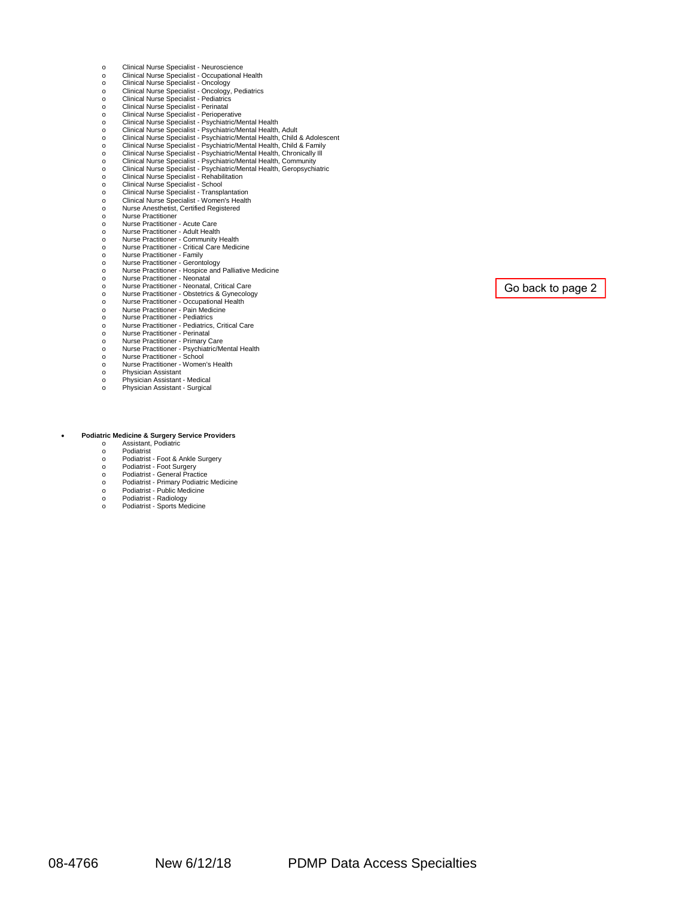- Clinical Nurse Specialist - Neuroscience
- Clinical Nurse Specialist - Occupational Health
- Clinical Nurse Specialist - Oncology
- Clinical Nurse Specialist - Oncology, Pediatrics
- Clinical Nurse Specialist - Pediatrics
- Clinical Nurse Specialist - Perinatal
- Clinical Nurse Specialist - Perioperative
- Clinical Nurse Specialist - Psychiatric/Mental Health
- Clinical Nurse Specialist - Psychiatric/Mental Health, Adult
- Clinical Nurse Specialist - Psychiatric/Mental Health, Child & Adolescent
- Clinical Nurse Specialist - Psychiatric/Mental Health, Child & Family
- Clinical Nurse Specialist - Psychiatric/Mental Health, Chronically Ill
- Clinical Nurse Specialist - Psychiatric/Mental Health, Community
- Clinical Nurse Specialist - Psychiatric/Mental Health, Geropsychiatric
- Clinical Nurse Specialist - Rehabilitation
- Clinical Nurse Specialist - School
- Clinical Nurse Specialist - Transplantation
- Clinical Nurse Specialist - Women's Health
- Nurse Anesthetist, Certified Registered
- Nurse Practitioner
- Nurse Practitioner - Acute Care
- Nurse Practitioner - Adult Health
- Nurse Practitioner - Community Health
- Nurse Practitioner - Critical Care Medicine
- Nurse Practitioner - Family
- Nurse Practitioner - Gerontology
- Nurse Practitioner - Hospice and Palliative Medicine
- Nurse Practitioner - Neonatal
- Nurse Practitioner - Neonatal, Critical Care
- Nurse Practitioner - Obstetrics & Gynecology
- Nurse Practitioner - Occupational Health
- Nurse Practitioner - Pain Medicine
- Nurse Practitioner - Pediatrics
- Nurse Practitioner - Pediatrics, Critical Care
- Nurse Practitioner - Perinatal
- Nurse Practitioner - Primary Care
- Nurse Practitioner - Psychiatric/Mental Health
- Nurse Practitioner - School
- Nurse Practitioner - Women's Health
- Physician Assistant
- Physician Assistant - Medical
- Physician Assistant - Surgical

Go back to page 2

- **Podiatric Medicine & Surgery Service Providers**
  - Assistant, Podiatric
  - Podiatrist
  - Podiatrist - Foot & Ankle Surgery
  - Podiatrist - Foot Surgery
  - Podiatrist - General Practice
  - Podiatrist - Primary Podiatric Medicine
  - Podiatrist - Public Medicine
  - Podiatrist - Radiology
  - Podiatrist - Sports Medicine